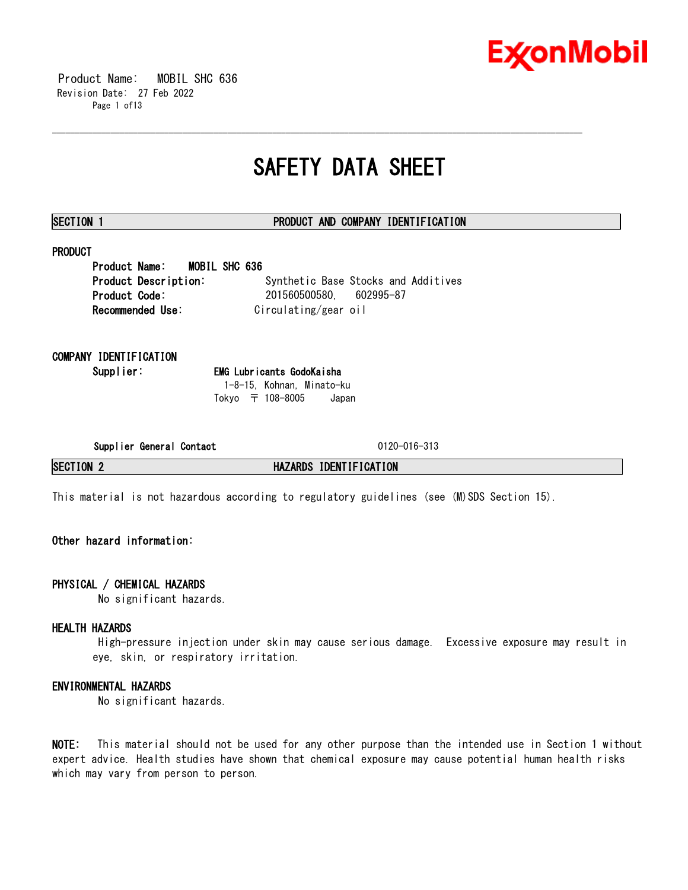# SAFETY DATA SHEET

## SECTION 1 PRODUCT AND COMPANY IDENTIFICATION

### PRODUCT

**Product Name:** MOBIL SHC 636
**Product Description:** Synthetic Base Stocks and Additives
**Product Code:** 201560500580, 602995-87
**Recommended Use:** Circulating/gear oil

### COMPANY IDENTIFICATION

**Supplier:** **EMG Lubricants GodoKaisha**
1-8-15, Kohnan, Minato-ku
Tokyo 〒 108-8005 Japan

**Supplier General Contact** 0120-016-313

## SECTION 2 HAZARDS IDENTIFICATION

This material is not hazardous according to regulatory guidelines (see (M)SDS Section 15).

**Other hazard information:**

### PHYSICAL / CHEMICAL HAZARDS

No significant hazards.

### HEALTH HAZARDS

High-pressure injection under skin may cause serious damage. Excessive exposure may result in eye, skin, or respiratory irritation.

### ENVIRONMENTAL HAZARDS

No significant hazards.

**NOTE:** This material should not be used for any other purpose than the intended use in Section 1 without expert advice. Health studies have shown that chemical exposure may cause potential human health risks which may vary from person to person.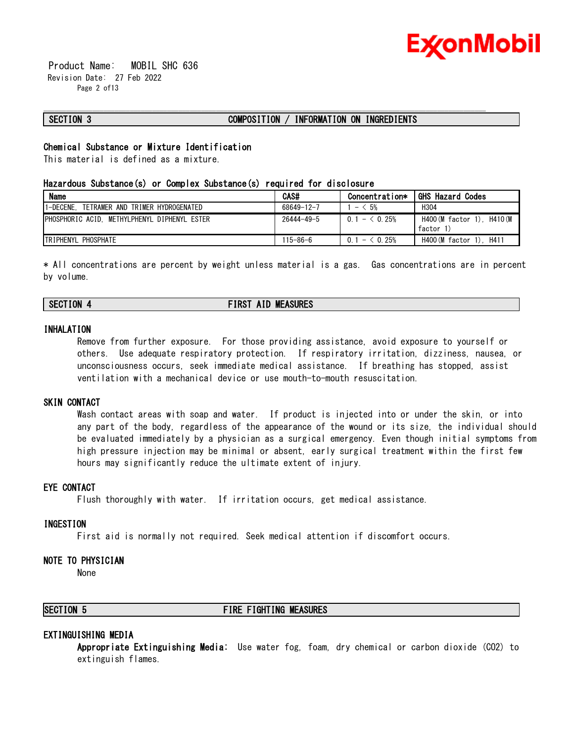## SECTION 3 COMPOSITION / INFORMATION ON INGREDIENTS

### Chemical Substance or Mixture Identification

This material is defined as a mixture.

### Hazardous Substance(s) or Complex Substance(s) required for disclosure

| Name | CAS# | Concentration* | GHS Hazard Codes |
|---|---|---|---|
| 1-DECENE, TETRAMER AND TRIMER HYDROGENATED | 68649-12-7 | 1 - < 5% | H304 |
| PHOSPHORIC ACID, METHYLPHENYL DIPHENYL ESTER | 26444-49-5 | 0.1 - < 0.25% | H400(M factor 1), H410(M factor 1) |
| TRIPHENYL PHOSPHATE | 115-86-6 | 0.1 - < 0.25% | H400(M factor 1), H411 |

* All concentrations are percent by weight unless material is a gas. Gas concentrations are in percent by volume.

## SECTION 4 FIRST AID MEASURES

### INHALATION

Remove from further exposure. For those providing assistance, avoid exposure to yourself or others. Use adequate respiratory protection. If respiratory irritation, dizziness, nausea, or unconsciousness occurs, seek immediate medical assistance. If breathing has stopped, assist ventilation with a mechanical device or use mouth-to-mouth resuscitation.

### SKIN CONTACT

Wash contact areas with soap and water. If product is injected into or under the skin, or into any part of the body, regardless of the appearance of the wound or its size, the individual should be evaluated immediately by a physician as a surgical emergency. Even though initial symptoms from high pressure injection may be minimal or absent, early surgical treatment within the first few hours may significantly reduce the ultimate extent of injury.

### EYE CONTACT

Flush thoroughly with water. If irritation occurs, get medical assistance.

### INGESTION

First aid is normally not required. Seek medical attention if discomfort occurs.

### NOTE TO PHYSICIAN

None

## SECTION 5 FIRE FIGHTING MEASURES

### EXTINGUISHING MEDIA

**Appropriate Extinguishing Media:** Use water fog, foam, dry chemical or carbon dioxide ($CO_2$) to extinguish flames.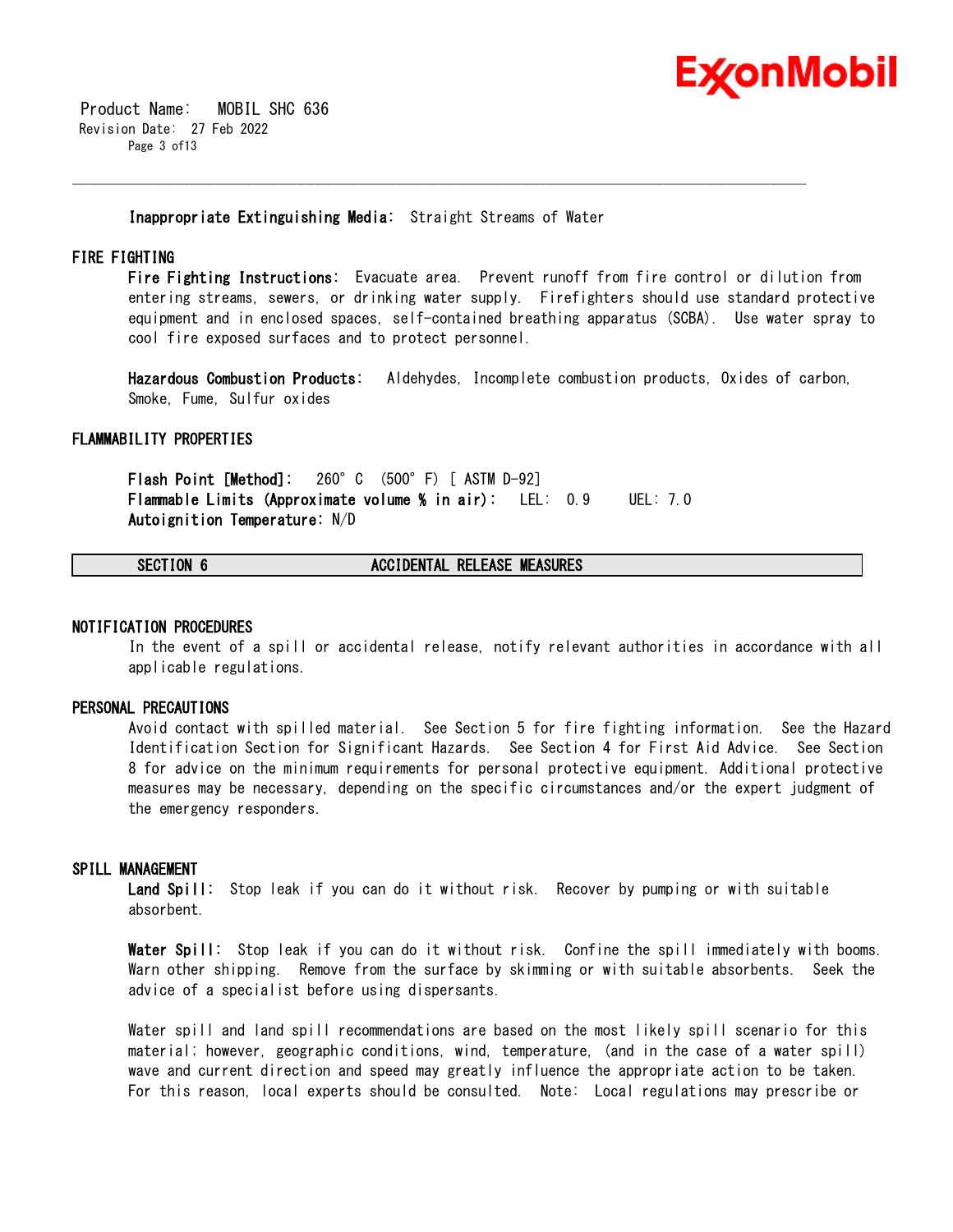**Inappropriate Extinguishing Media:** Straight Streams of Water

## FIRE FIGHTING

**Fire Fighting Instructions:** Evacuate area. Prevent runoff from fire control or dilution from entering streams, sewers, or drinking water supply. Firefighters should use standard protective equipment and in enclosed spaces, self-contained breathing apparatus (SCBA). Use water spray to cool fire exposed surfaces and to protect personnel.

**Hazardous Combustion Products:** Aldehydes, Incomplete combustion products, Oxides of carbon, Smoke, Fume, Sulfur oxides

## FLAMMABILITY PROPERTIES

**Flash Point [Method]:** 260°C (500°F) [ ASTM D-92]
**Flammable Limits (Approximate volume % in air):** LEL: 0.9 UEL: 7.0
**Autoignition Temperature:** N/D

## SECTION 6 ACCIDENTAL RELEASE MEASURES

### NOTIFICATION PROCEDURES

In the event of a spill or accidental release, notify relevant authorities in accordance with all applicable regulations.

### PERSONAL PRECAUTIONS

Avoid contact with spilled material. See Section 5 for fire fighting information. See the Hazard Identification Section for Significant Hazards. See Section 4 for First Aid Advice. See Section 8 for advice on the minimum requirements for personal protective equipment. Additional protective measures may be necessary, depending on the specific circumstances and/or the expert judgment of the emergency responders.

### SPILL MANAGEMENT

**Land Spill:** Stop leak if you can do it without risk. Recover by pumping or with suitable absorbent.

**Water Spill:** Stop leak if you can do it without risk. Confine the spill immediately with booms. Warn other shipping. Remove from the surface by skimming or with suitable absorbents. Seek the advice of a specialist before using dispersants.

Water spill and land spill recommendations are based on the most likely spill scenario for this material; however, geographic conditions, wind, temperature, (and in the case of a water spill) wave and current direction and speed may greatly influence the appropriate action to be taken. For this reason, local experts should be consulted. Note: Local regulations may prescribe or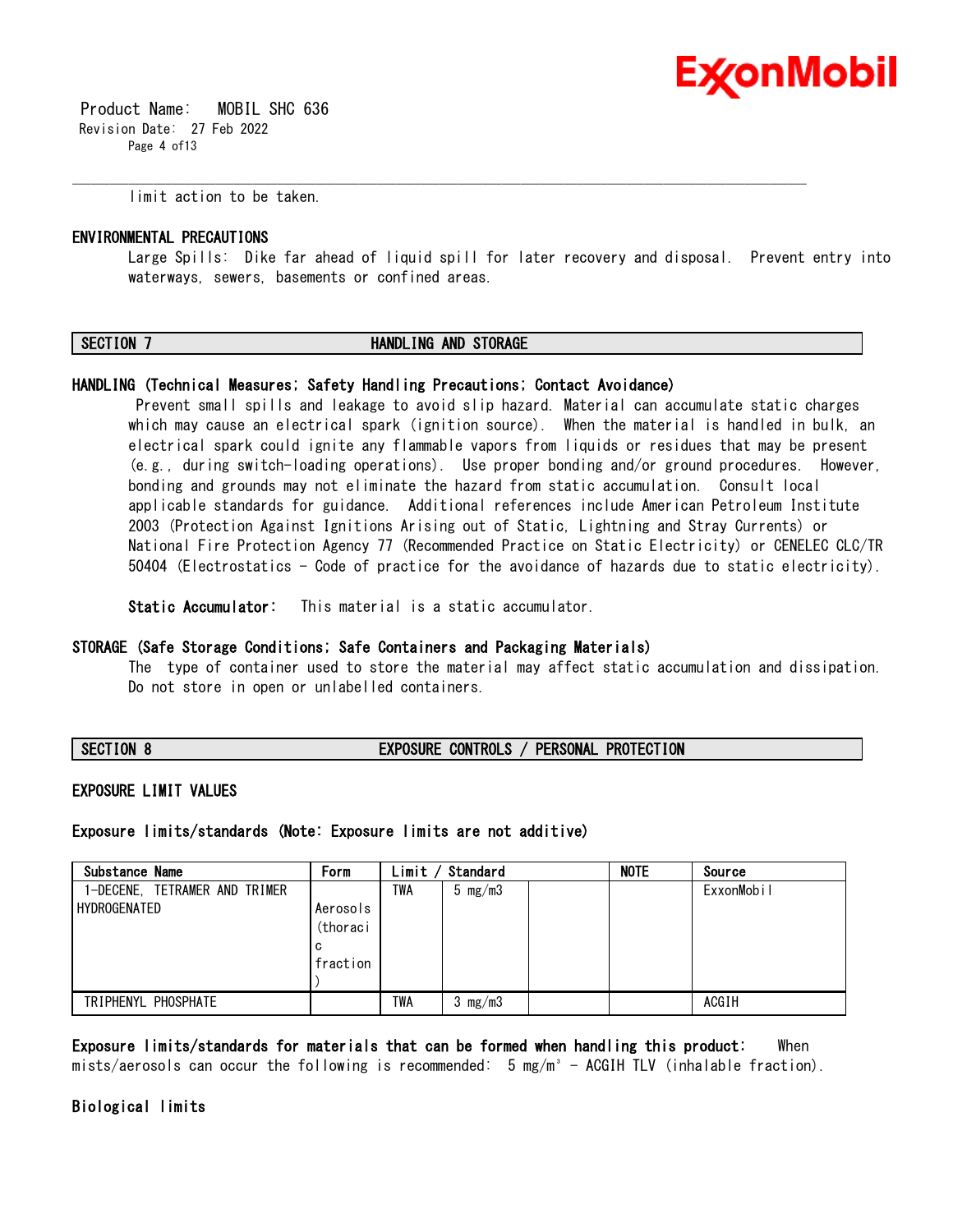limit action to be taken.

## ENVIRONMENTAL PRECAUTIONS

Large Spills: Dike far ahead of liquid spill for later recovery and disposal. Prevent entry into waterways, sewers, basements or confined areas.

## SECTION 7 HANDLING AND STORAGE

### HANDLING (Technical Measures; Safety Handling Precautions; Contact Avoidance)

Prevent small spills and leakage to avoid slip hazard. Material can accumulate static charges which may cause an electrical spark (ignition source). When the material is handled in bulk, an electrical spark could ignite any flammable vapors from liquids or residues that may be present (e.g., during switch-loading operations). Use proper bonding and/or ground procedures. However, bonding and grounds may not eliminate the hazard from static accumulation. Consult local applicable standards for guidance. Additional references include American Petroleum Institute 2003 (Protection Against Ignitions Arising out of Static, Lightning and Stray Currents) or National Fire Protection Agency 77 (Recommended Practice on Static Electricity) or CENELEC CLC/TR 50404 (Electrostatics - Code of practice for the avoidance of hazards due to static electricity).

**Static Accumulator:** This material is a static accumulator.

### STORAGE (Safe Storage Conditions; Safe Containers and Packaging Materials)

The type of container used to store the material may affect static accumulation and dissipation. Do not store in open or unlabelled containers.

## SECTION 8 EXPOSURE CONTROLS / PERSONAL PROTECTION

### EXPOSURE LIMIT VALUES

**Exposure limits/standards (Note: Exposure limits are not additive)**

| Substance Name | Form | Limit / Standard | | | NOTE | Source |
|---|---|---|---|---|---|---|
| 1-DECENE, TETRAMER AND TRIMER HYDROGENATED | Aerosols (thoracic fraction) | TWA | 5 mg/m3 | | | ExxonMobil |
| TRIPHENYL PHOSPHATE | | TWA | 3 mg/m3 | | | ACGIH |

**Exposure limits/standards for materials that can be formed when handling this product:** When mists/aerosols can occur the following is recommended: 5 mg/m³ - ACGIH TLV (inhalable fraction).

### Biological limits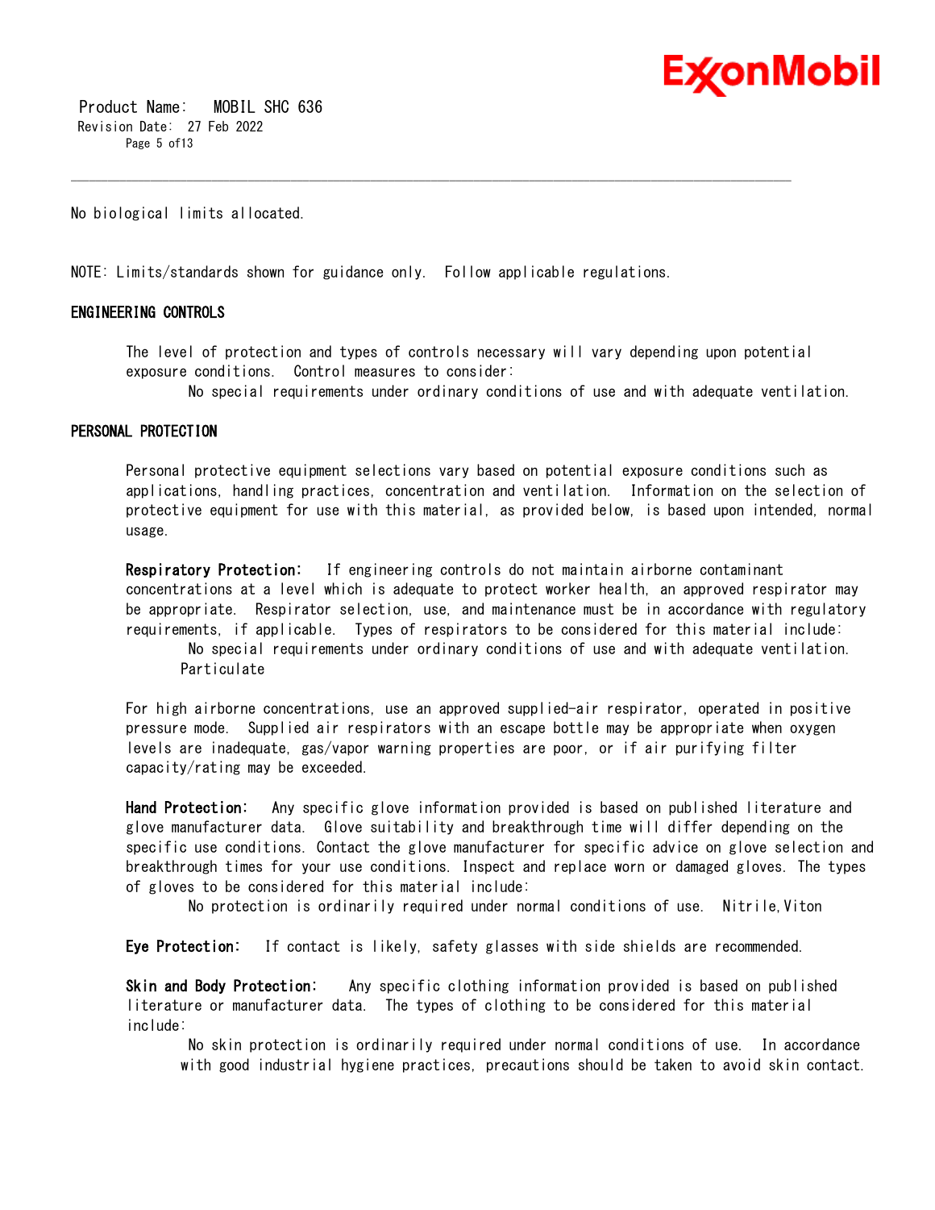No biological limits allocated.

NOTE: Limits/standards shown for guidance only. Follow applicable regulations.

## ENGINEERING CONTROLS

The level of protection and types of controls necessary will vary depending upon potential exposure conditions. Control measures to consider:

No special requirements under ordinary conditions of use and with adequate ventilation.

## PERSONAL PROTECTION

Personal protective equipment selections vary based on potential exposure conditions such as applications, handling practices, concentration and ventilation. Information on the selection of protective equipment for use with this material, as provided below, is based upon intended, normal usage.

**Respiratory Protection:** If engineering controls do not maintain airborne contaminant concentrations at a level which is adequate to protect worker health, an approved respirator may be appropriate. Respirator selection, use, and maintenance must be in accordance with regulatory requirements, if applicable. Types of respirators to be considered for this material include:

No special requirements under ordinary conditions of use and with adequate ventilation.
Particulate

For high airborne concentrations, use an approved supplied-air respirator, operated in positive pressure mode. Supplied air respirators with an escape bottle may be appropriate when oxygen levels are inadequate, gas/vapor warning properties are poor, or if air purifying filter capacity/rating may be exceeded.

**Hand Protection:** Any specific glove information provided is based on published literature and glove manufacturer data. Glove suitability and breakthrough time will differ depending on the specific use conditions. Contact the glove manufacturer for specific advice on glove selection and breakthrough times for your use conditions. Inspect and replace worn or damaged gloves. The types of gloves to be considered for this material include:

No protection is ordinarily required under normal conditions of use. Nitrile,Viton

**Eye Protection:** If contact is likely, safety glasses with side shields are recommended.

**Skin and Body Protection:** Any specific clothing information provided is based on published literature or manufacturer data. The types of clothing to be considered for this material include:

No skin protection is ordinarily required under normal conditions of use. In accordance with good industrial hygiene practices, precautions should be taken to avoid skin contact.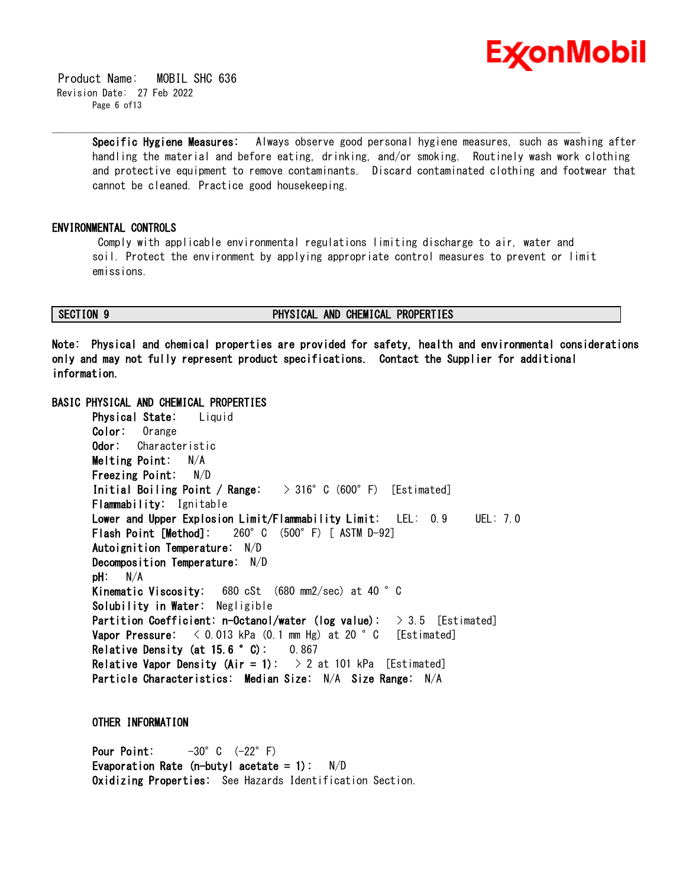**Specific Hygiene Measures:** Always observe good personal hygiene measures, such as washing after handling the material and before eating, drinking, and/or smoking. Routinely wash work clothing and protective equipment to remove contaminants. Discard contaminated clothing and footwear that cannot be cleaned. Practice good housekeeping.

## ENVIRONMENTAL CONTROLS

Comply with applicable environmental regulations limiting discharge to air, water and soil. Protect the environment by applying appropriate control measures to prevent or limit emissions.

## SECTION 9 PHYSICAL AND CHEMICAL PROPERTIES

**Note: Physical and chemical properties are provided for safety, health and environmental considerations only and may not fully represent product specifications. Contact the Supplier for additional information.**

### BASIC PHYSICAL AND CHEMICAL PROPERTIES

**Physical State:** Liquid
**Color:** Orange
**Odor:** Characteristic
**Melting Point:** N/A
**Freezing Point:** N/D
**Initial Boiling Point / Range:** > 316°C (600°F) [Estimated]
**Flammability:** Ignitable
**Lower and Upper Explosion Limit/Flammability Limit:** LEL: 0.9 UEL: 7.0
**Flash Point [Method]:** 260°C (500°F) [ ASTM D-92]
**Autoignition Temperature:** N/D
**Decomposition Temperature:** N/D
**pH:** N/A
**Kinematic Viscosity:** 680 cSt (680 mm2/sec) at 40 °C
**Solubility in Water:** Negligible
**Partition Coefficient: n-Octanol/water (log value):** > 3.5 [Estimated]
**Vapor Pressure:** < 0.013 kPa (0.1 mm Hg) at 20 °C [Estimated]
**Relative Density (at 15.6 °C):** 0.867
**Relative Vapor Density (Air = 1):** > 2 at 101 kPa [Estimated]
**Particle Characteristics: Median Size:** N/A **Size Range:** N/A

### OTHER INFORMATION

**Pour Point:** -30°C (-22°F)
**Evaporation Rate (n-butyl acetate = 1):** N/D
**Oxidizing Properties:** See Hazards Identification Section.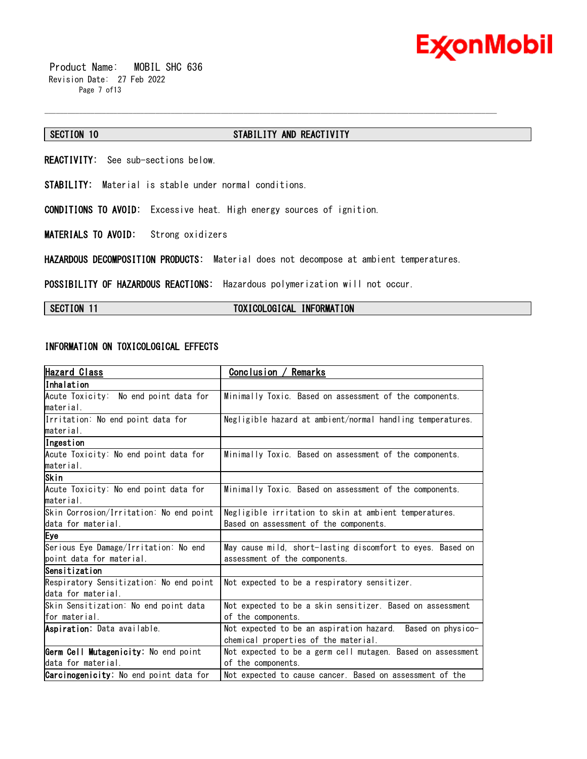## SECTION 10 STABILITY AND REACTIVITY

**REACTIVITY:** See sub-sections below.

**STABILITY:** Material is stable under normal conditions.

**CONDITIONS TO AVOID:** Excessive heat. High energy sources of ignition.

**MATERIALS TO AVOID:** Strong oxidizers

**HAZARDOUS DECOMPOSITION PRODUCTS:** Material does not decompose at ambient temperatures.

**POSSIBILITY OF HAZARDOUS REACTIONS:** Hazardous polymerization will not occur.

## SECTION 11 TOXICOLOGICAL INFORMATION

### INFORMATION ON TOXICOLOGICAL EFFECTS

| Hazard Class | Conclusion / Remarks |
|---|---|
| **Inhalation** | |
| Acute Toxicity: No end point data for material. | Minimally Toxic. Based on assessment of the components. |
| Irritation: No end point data for material. | Negligible hazard at ambient/normal handling temperatures. |
| **Ingestion** | |
| Acute Toxicity: No end point data for material. | Minimally Toxic. Based on assessment of the components. |
| **Skin** | |
| Acute Toxicity: No end point data for material. | Minimally Toxic. Based on assessment of the components. |
| Skin Corrosion/Irritation: No end point data for material. | Negligible irritation to skin at ambient temperatures. Based on assessment of the components. |
| **Eye** | |
| Serious Eye Damage/Irritation: No end point data for material. | May cause mild, short-lasting discomfort to eyes. Based on assessment of the components. |
| **Sensitization** | |
| Respiratory Sensitization: No end point data for material. | Not expected to be a respiratory sensitizer. |
| Skin Sensitization: No end point data for material. | Not expected to be a skin sensitizer. Based on assessment of the components. |
| **Aspiration:** Data available. | Not expected to be an aspiration hazard. Based on physico-chemical properties of the material. |
| **Germ Cell Mutagenicity:** No end point data for material. | Not expected to be a germ cell mutagen. Based on assessment of the components. |
| **Carcinogenicity:** No end point data for | Not expected to cause cancer. Based on assessment of the |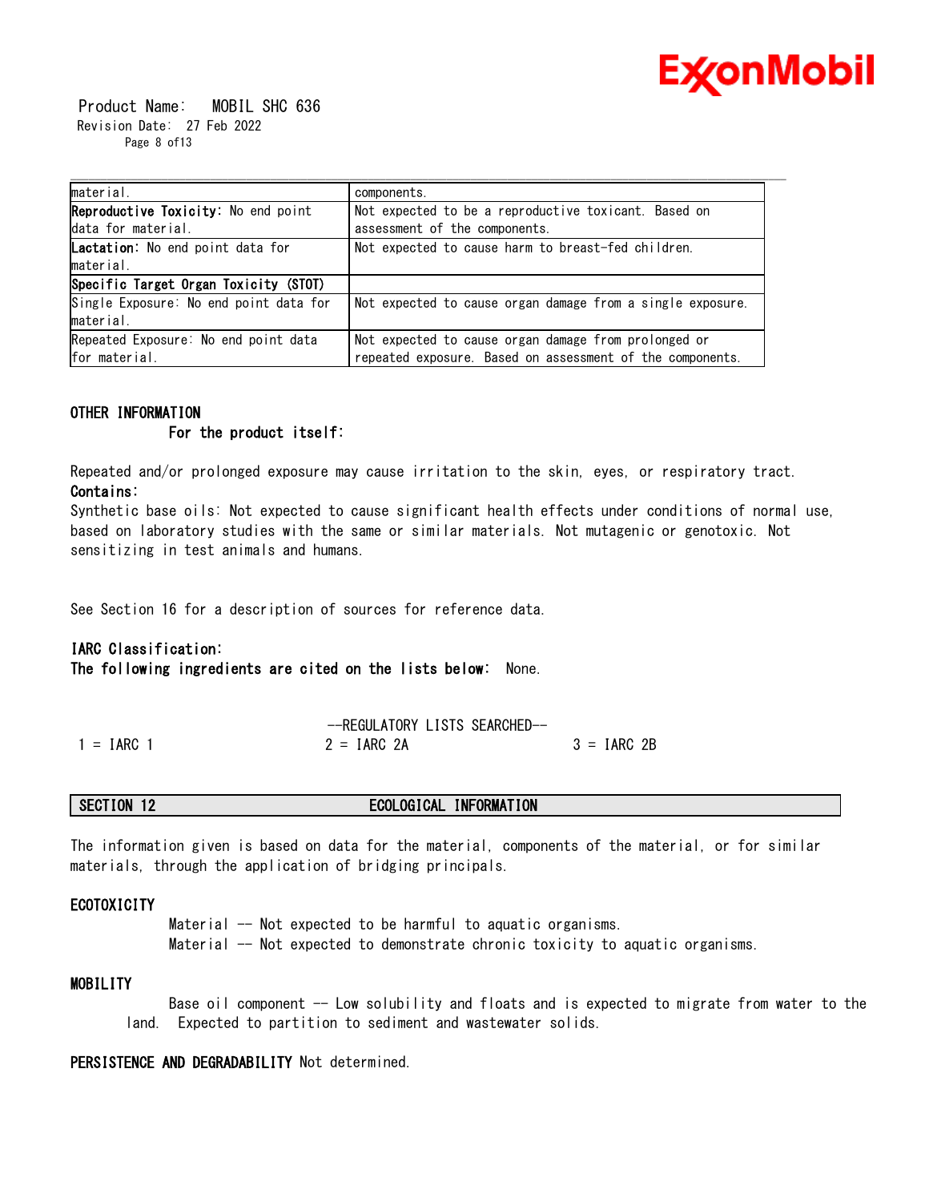| | |
|---|---|
| material. | components. |
| **Reproductive Toxicity:** No end point data for material. | Not expected to be a reproductive toxicant. Based on assessment of the components. |
| **Lactation:** No end point data for material. | Not expected to cause harm to breast-fed children. |
| **Specific Target Organ Toxicity (STOT)** | |
| Single Exposure: No end point data for material. | Not expected to cause organ damage from a single exposure. |
| Repeated Exposure: No end point data for material. | Not expected to cause organ damage from prolonged or repeated exposure. Based on assessment of the components. |

**OTHER INFORMATION**

**For the product itself:**

Repeated and/or prolonged exposure may cause irritation to the skin, eyes, or respiratory tract.

**Contains:**

Synthetic base oils: Not expected to cause significant health effects under conditions of normal use, based on laboratory studies with the same or similar materials. Not mutagenic or genotoxic. Not sensitizing in test animals and humans.

See Section 16 for a description of sources for reference data.

**IARC Classification:**

**The following ingredients are cited on the lists below:** None.

--REGULATORY LISTS SEARCHED--

| | | |
|---|---|---|
| 1 = IARC 1 | 2 = IARC 2A | 3 = IARC 2B |

## SECTION 12 ECOLOGICAL INFORMATION

The information given is based on data for the material, components of the material, or for similar materials, through the application of bridging principals.

**ECOTOXICITY**

Material -- Not expected to be harmful to aquatic organisms.
Material -- Not expected to demonstrate chronic toxicity to aquatic organisms.

**MOBILITY**

Base oil component -- Low solubility and floats and is expected to migrate from water to the land. Expected to partition to sediment and wastewater solids.

**PERSISTENCE AND DEGRADABILITY** Not determined.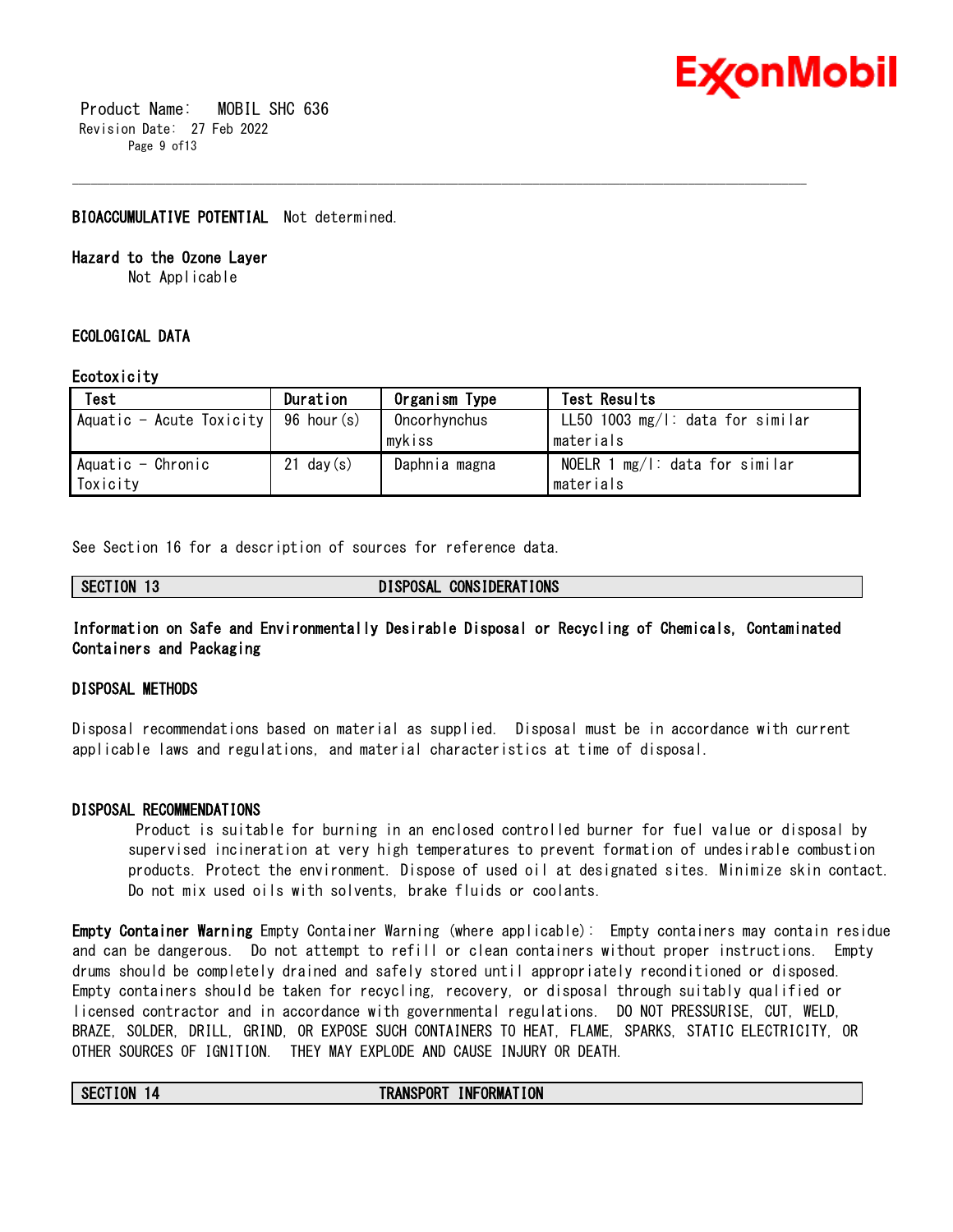**BIOACCUMULATIVE POTENTIAL** Not determined.

**Hazard to the Ozone Layer**
Not Applicable

**ECOLOGICAL DATA**

**Ecotoxicity**

| Test | Duration | Organism Type | Test Results |
|---|---|---|---|
| Aquatic - Acute Toxicity | 96 hour(s) | Oncorhynchus mykiss | LL50 1003 mg/l: data for similar materials |
| Aquatic - Chronic Toxicity | 21 day(s) | Daphnia magna | NOELR 1 mg/l: data for similar materials |

See Section 16 for a description of sources for reference data.

## SECTION 13 DISPOSAL CONSIDERATIONS

**Information on Safe and Environmentally Desirable Disposal or Recycling of Chemicals, Contaminated Containers and Packaging**

**DISPOSAL METHODS**

Disposal recommendations based on material as supplied. Disposal must be in accordance with current applicable laws and regulations, and material characteristics at time of disposal.

**DISPOSAL RECOMMENDATIONS**

Product is suitable for burning in an enclosed controlled burner for fuel value or disposal by supervised incineration at very high temperatures to prevent formation of undesirable combustion products. Protect the environment. Dispose of used oil at designated sites. Minimize skin contact. Do not mix used oils with solvents, brake fluids or coolants.

**Empty Container Warning** Empty Container Warning (where applicable): Empty containers may contain residue and can be dangerous. Do not attempt to refill or clean containers without proper instructions. Empty drums should be completely drained and safely stored until appropriately reconditioned or disposed. Empty containers should be taken for recycling, recovery, or disposal through suitably qualified or licensed contractor and in accordance with governmental regulations. DO NOT PRESSURISE, CUT, WELD, BRAZE, SOLDER, DRILL, GRIND, OR EXPOSE SUCH CONTAINERS TO HEAT, FLAME, SPARKS, STATIC ELECTRICITY, OR OTHER SOURCES OF IGNITION. THEY MAY EXPLODE AND CAUSE INJURY OR DEATH.

## SECTION 14 TRANSPORT INFORMATION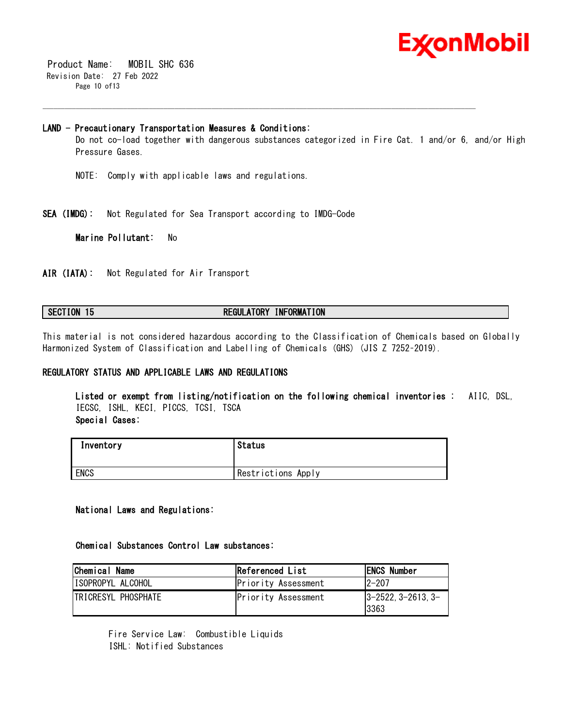**LAND - Precautionary Transportation Measures & Conditions:**
Do not co-load together with dangerous substances categorized in Fire Cat. 1 and/or 6, and/or High Pressure Gases.

NOTE: Comply with applicable laws and regulations.

**SEA (IMDG):** Not Regulated for Sea Transport according to IMDG-Code

**Marine Pollutant:** No

**AIR (IATA):** Not Regulated for Air Transport

## SECTION 15 REGULATORY INFORMATION

This material is not considered hazardous according to the Classification of Chemicals based on Globally Harmonized System of Classification and Labelling of Chemicals (GHS) (JIS Z 7252-2019).

**REGULATORY STATUS AND APPLICABLE LAWS AND REGULATIONS**

**Listed or exempt from listing/notification on the following chemical inventories :** AIIC, DSL, IECSC, ISHL, KECI, PICCS, TCSI, TSCA

**Special Cases:**

| Inventory | Status |
|---|---|
| ENCS | Restrictions Apply |

**National Laws and Regulations:**

**Chemical Substances Control Law substances:**

| Chemical Name | Referenced List | ENCS Number |
|---|---|---|
| ISOPROPYL ALCOHOL | Priority Assessment | 2-207 |
| TRICRESYL PHOSPHATE | Priority Assessment | 3-2522, 3-2613, 3-3363 |

Fire Service Law: Combustible Liquids
ISHL: Notified Substances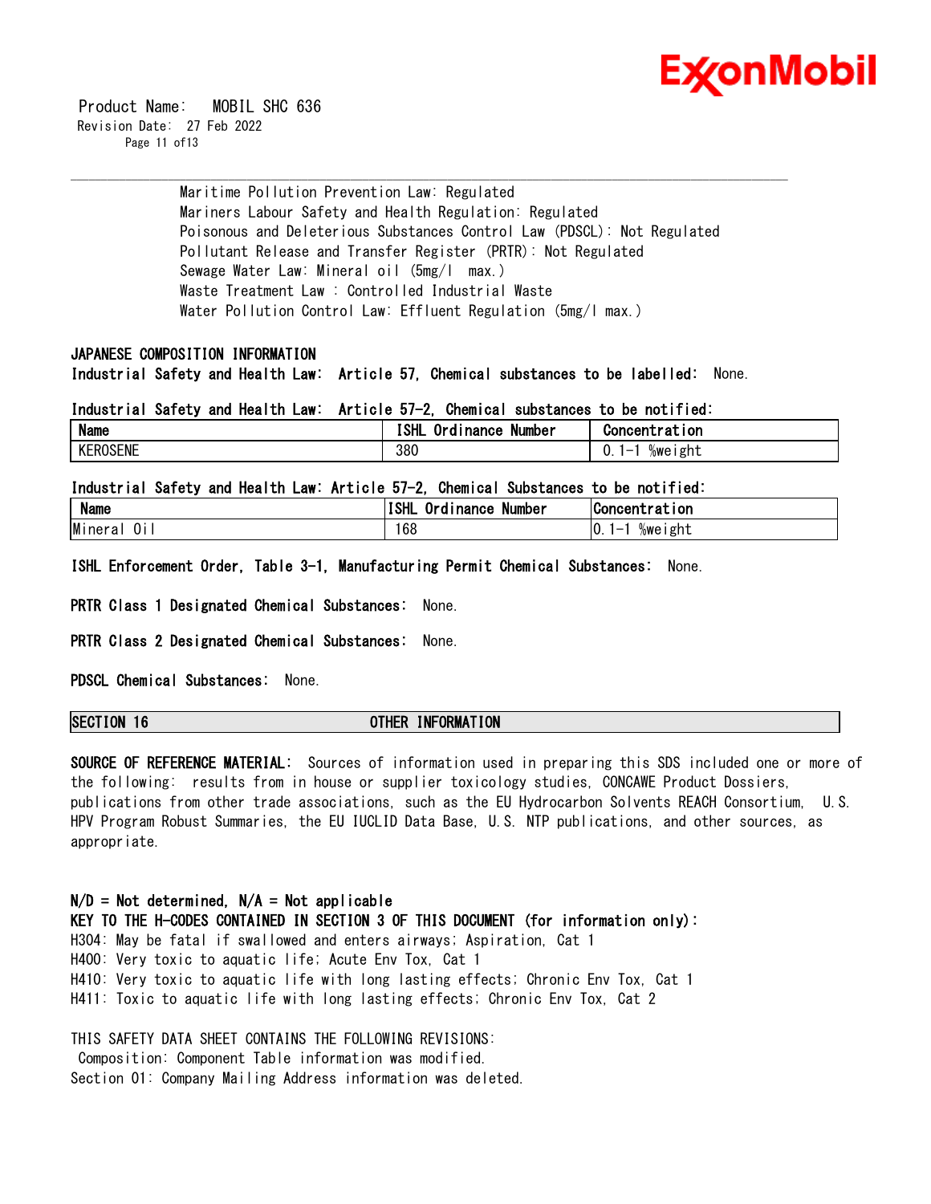Maritime Pollution Prevention Law: Regulated
Mariners Labour Safety and Health Regulation: Regulated
Poisonous and Deleterious Substances Control Law (PDSCL): Not Regulated
Pollutant Release and Transfer Register (PRTR): Not Regulated
Sewage Water Law: Mineral oil (5mg/l max.)
Waste Treatment Law : Controlled Industrial Waste
Water Pollution Control Law: Effluent Regulation (5mg/l max.)

**JAPANESE COMPOSITION INFORMATION**

**Industrial Safety and Health Law: Article 57, Chemical substances to be labelled:** None.

**Industrial Safety and Health Law: Article 57-2, Chemical substances to be notified:**

| Name | ISHL Ordinance Number | Concentration |
|---|---|---|
| KEROSENE | 380 | 0.1-1 %weight |

**Industrial Safety and Health Law: Article 57-2, Chemical Substances to be notified:**

| Name | ISHL Ordinance Number | Concentration |
|---|---|---|
| Mineral Oil | 168 | 0.1-1 %weight |

**ISHL Enforcement Order, Table 3-1, Manufacturing Permit Chemical Substances:** None.

**PRTR Class 1 Designated Chemical Substances:** None.

**PRTR Class 2 Designated Chemical Substances:** None.

**PDSCL Chemical Substances:** None.

## SECTION 16 OTHER INFORMATION

**SOURCE OF REFERENCE MATERIAL:** Sources of information used in preparing this SDS included one or more of the following: results from in house or supplier toxicology studies, CONCAWE Product Dossiers, publications from other trade associations, such as the EU Hydrocarbon Solvents REACH Consortium, U.S. HPV Program Robust Summaries, the EU IUCLID Data Base, U.S. NTP publications, and other sources, as appropriate.

**N/D = Not determined, N/A = Not applicable**

**KEY TO THE H-CODES CONTAINED IN SECTION 3 OF THIS DOCUMENT (for information only):**

H304: May be fatal if swallowed and enters airways; Aspiration, Cat 1
H400: Very toxic to aquatic life; Acute Env Tox, Cat 1
H410: Very toxic to aquatic life with long lasting effects; Chronic Env Tox, Cat 1
H411: Toxic to aquatic life with long lasting effects; Chronic Env Tox, Cat 2

THIS SAFETY DATA SHEET CONTAINS THE FOLLOWING REVISIONS:
Composition: Component Table information was modified.
Section 01: Company Mailing Address information was deleted.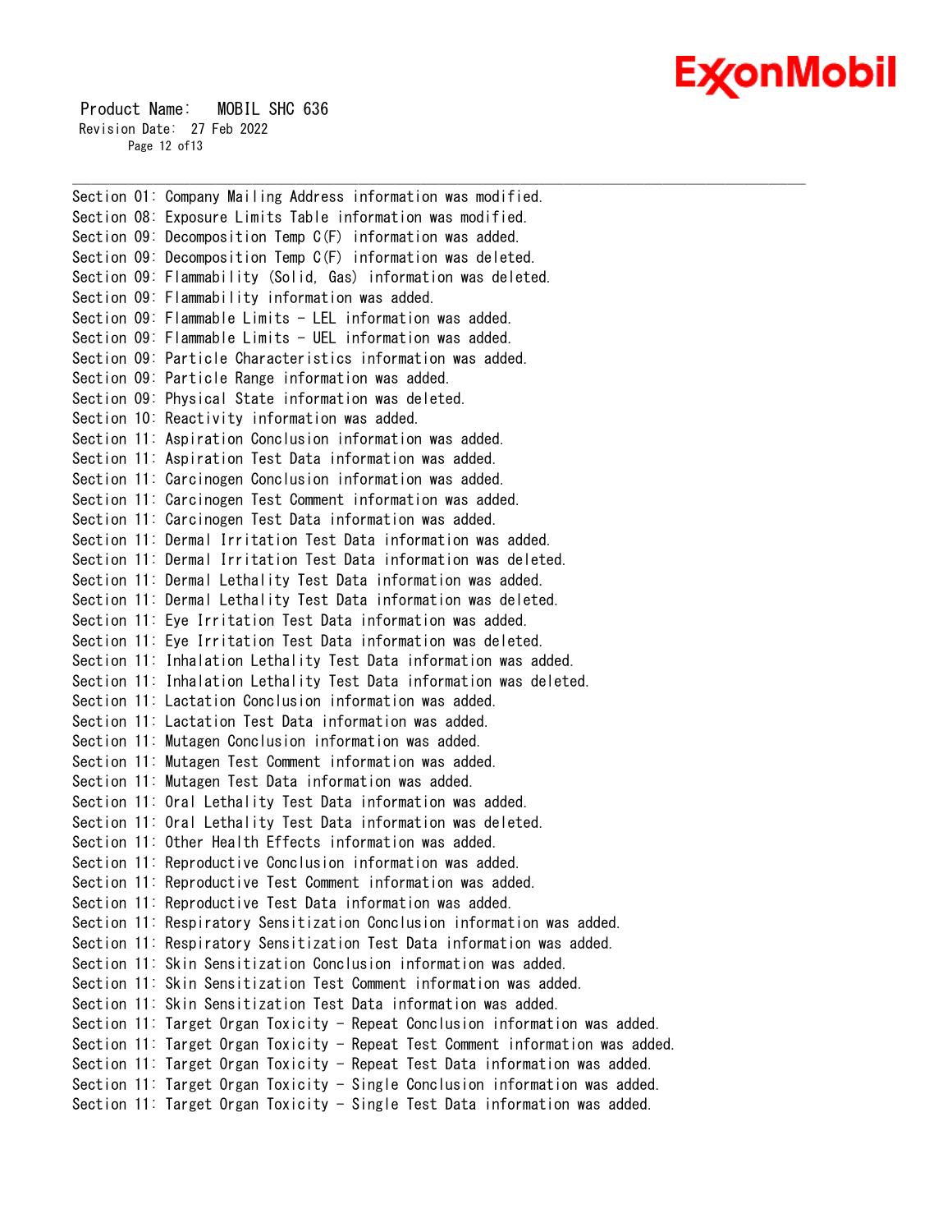Section 01: Company Mailing Address information was modified.
Section 08: Exposure Limits Table information was modified.
Section 09: Decomposition Temp C(F) information was added.
Section 09: Decomposition Temp C(F) information was deleted.
Section 09: Flammability (Solid, Gas) information was deleted.
Section 09: Flammability information was added.
Section 09: Flammable Limits - LEL information was added.
Section 09: Flammable Limits - UEL information was added.
Section 09: Particle Characteristics information was added.
Section 09: Particle Range information was added.
Section 09: Physical State information was deleted.
Section 10: Reactivity information was added.
Section 11: Aspiration Conclusion information was added.
Section 11: Aspiration Test Data information was added.
Section 11: Carcinogen Conclusion information was added.
Section 11: Carcinogen Test Comment information was added.
Section 11: Carcinogen Test Data information was added.
Section 11: Dermal Irritation Test Data information was added.
Section 11: Dermal Irritation Test Data information was deleted.
Section 11: Dermal Lethality Test Data information was added.
Section 11: Dermal Lethality Test Data information was deleted.
Section 11: Eye Irritation Test Data information was added.
Section 11: Eye Irritation Test Data information was deleted.
Section 11: Inhalation Lethality Test Data information was added.
Section 11: Inhalation Lethality Test Data information was deleted.
Section 11: Lactation Conclusion information was added.
Section 11: Lactation Test Data information was added.
Section 11: Mutagen Conclusion information was added.
Section 11: Mutagen Test Comment information was added.
Section 11: Mutagen Test Data information was added.
Section 11: Oral Lethality Test Data information was added.
Section 11: Oral Lethality Test Data information was deleted.
Section 11: Other Health Effects information was added.
Section 11: Reproductive Conclusion information was added.
Section 11: Reproductive Test Comment information was added.
Section 11: Reproductive Test Data information was added.
Section 11: Respiratory Sensitization Conclusion information was added.
Section 11: Respiratory Sensitization Test Data information was added.
Section 11: Skin Sensitization Conclusion information was added.
Section 11: Skin Sensitization Test Comment information was added.
Section 11: Skin Sensitization Test Data information was added.
Section 11: Target Organ Toxicity - Repeat Conclusion information was added.
Section 11: Target Organ Toxicity - Repeat Test Comment information was added.
Section 11: Target Organ Toxicity - Repeat Test Data information was added.
Section 11: Target Organ Toxicity - Single Conclusion information was added.
Section 11: Target Organ Toxicity - Single Test Data information was added.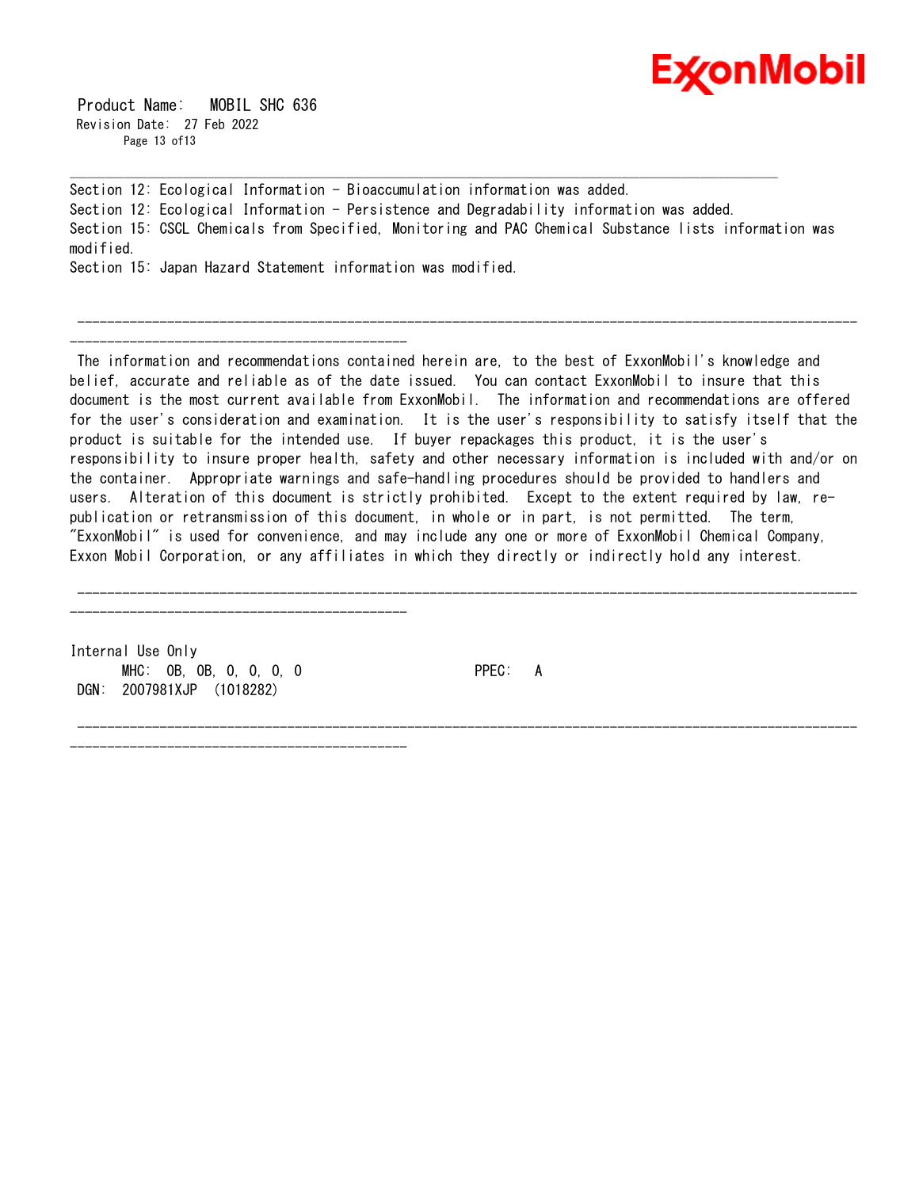Section 12: Ecological Information - Bioaccumulation information was added.
Section 12: Ecological Information - Persistence and Degradability information was added.
Section 15: CSCL Chemicals from Specified, Monitoring and PAC Chemical Substance lists information was modified.
Section 15: Japan Hazard Statement information was modified.

---

The information and recommendations contained herein are, to the best of ExxonMobil's knowledge and belief, accurate and reliable as of the date issued. You can contact ExxonMobil to insure that this document is the most current available from ExxonMobil. The information and recommendations are offered for the user's consideration and examination. It is the user's responsibility to satisfy itself that the product is suitable for the intended use. If buyer repackages this product, it is the user's responsibility to insure proper health, safety and other necessary information is included with and/or on the container. Appropriate warnings and safe-handling procedures should be provided to handlers and users. Alteration of this document is strictly prohibited. Except to the extent required by law, re-publication or retransmission of this document, in whole or in part, is not permitted. The term, "ExxonMobil" is used for convenience, and may include any one or more of ExxonMobil Chemical Company, Exxon Mobil Corporation, or any affiliates in which they directly or indirectly hold any interest.

---

Internal Use Only
MHC: 0B, 0B, 0, 0, 0, 0 PPEC: A
DGN: 2007981XJP (1018282)

---